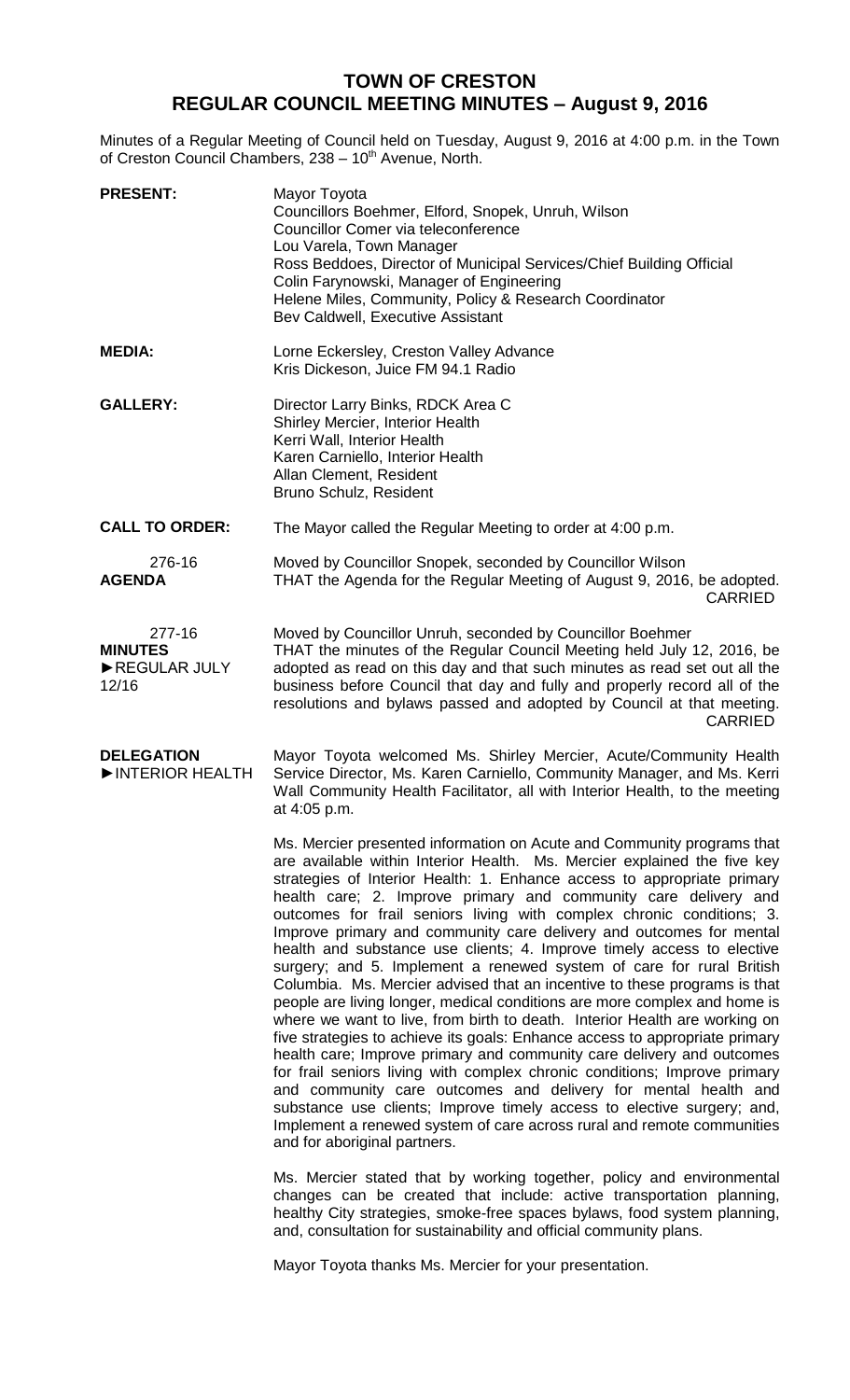# TOWN OF CRESTON
## REGULAR COUNCIL MEETING MINUTES – August 9, 2016

Minutes of a Regular Meeting of Council held on Tuesday, August 9, 2016 at 4:00 p.m. in the Town of Creston Council Chambers, 238 – 10th Avenue, North.

**PRESENT:**
Mayor Toyota
Councillors Boehmer, Elford, Snopek, Unruh, Wilson
Councillor Comer via teleconference
Lou Varela, Town Manager
Ross Beddoes, Director of Municipal Services/Chief Building Official
Colin Farynowski, Manager of Engineering
Helene Miles, Community, Policy & Research Coordinator
Bev Caldwell, Executive Assistant

**MEDIA:**
Lorne Eckersley, Creston Valley Advance
Kris Dickeson, Juice FM 94.1 Radio

**GALLERY:**
Director Larry Binks, RDCK Area C
Shirley Mercier, Interior Health
Kerri Wall, Interior Health
Karen Carniello, Interior Health
Allan Clement, Resident
Bruno Schulz, Resident

**CALL TO ORDER:** The Mayor called the Regular Meeting to order at 4:00 p.m.

**276-16**
**AGENDA**

Moved by Councillor Snopek, seconded by Councillor Wilson
THAT the Agenda for the Regular Meeting of August 9, 2016, be adopted.
CARRIED

**277-16**
**MINUTES**
**►REGULAR JULY 12/16**

Moved by Councillor Unruh, seconded by Councillor Boehmer
THAT the minutes of the Regular Council Meeting held July 12, 2016, be adopted as read on this day and that such minutes as read set out all the business before Council that day and fully and properly record all of the resolutions and bylaws passed and adopted by Council at that meeting.
CARRIED

**DELEGATION**
**►INTERIOR HEALTH**

Mayor Toyota welcomed Ms. Shirley Mercier, Acute/Community Health Service Director, Ms. Karen Carniello, Community Manager, and Ms. Kerri Wall Community Health Facilitator, all with Interior Health, to the meeting at 4:05 p.m.

Ms. Mercier presented information on Acute and Community programs that are available within Interior Health. Ms. Mercier explained the five key strategies of Interior Health: 1. Enhance access to appropriate primary health care; 2. Improve primary and community care delivery and outcomes for frail seniors living with complex chronic conditions; 3. Improve primary and community care delivery and outcomes for mental health and substance use clients; 4. Improve timely access to elective surgery; and 5. Implement a renewed system of care for rural British Columbia. Ms. Mercier advised that an incentive to these programs is that people are living longer, medical conditions are more complex and home is where we want to live, from birth to death. Interior Health are working on five strategies to achieve its goals: Enhance access to appropriate primary health care; Improve primary and community care delivery and outcomes for frail seniors living with complex chronic conditions; Improve primary and community care outcomes and delivery for mental health and substance use clients; Improve timely access to elective surgery; and, Implement a renewed system of care across rural and remote communities and for aboriginal partners.

Ms. Mercier stated that by working together, policy and environmental changes can be created that include: active transportation planning, healthy City strategies, smoke-free spaces bylaws, food system planning, and, consultation for sustainability and official community plans.

Mayor Toyota thanks Ms. Mercier for your presentation.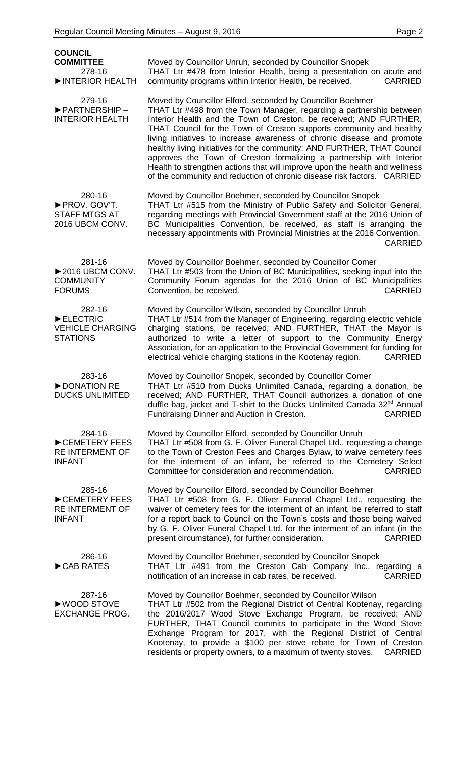**COUNCIL COMMITTEE**

278-16
►INTERIOR HEALTH

Moved by Councillor Unruh, seconded by Councillor Snopek
THAT Ltr #478 from Interior Health, being a presentation on acute and community programs within Interior Health, be received. CARRIED

279-16
►PARTNERSHIP – INTERIOR HEALTH

Moved by Councillor Elford, seconded by Councillor Boehmer
THAT Ltr #498 from the Town Manager, regarding a partnership between Interior Health and the Town of Creston, be received; AND FURTHER, THAT Council for the Town of Creston supports community and healthy living initiatives to increase awareness of chronic disease and promote healthy living initiatives for the community; AND FURTHER, THAT Council approves the Town of Creston formalizing a partnership with Interior Health to strengthen actions that will improve upon the health and wellness of the community and reduction of chronic disease risk factors. CARRIED

280-16
►PROV. GOV'T. STAFF MTGS AT 2016 UBCM CONV.

Moved by Councillor Boehmer, seconded by Councillor Snopek
THAT Ltr #515 from the Ministry of Public Safety and Solicitor General, regarding meetings with Provincial Government staff at the 2016 Union of BC Municipalities Convention, be received, as staff is arranging the necessary appointments with Provincial Ministries at the 2016 Convention. CARRIED

281-16
►2016 UBCM CONV. COMMUNITY FORUMS

Moved by Councillor Boehmer, seconded by Councillor Comer
THAT Ltr #503 from the Union of BC Municipalities, seeking input into the Community Forum agendas for the 2016 Union of BC Municipalities Convention, be received. CARRIED

282-16
►ELECTRIC VEHICLE CHARGING STATIONS

Moved by Councillor WIlson, seconded by Councillor Unruh
THAT Ltr #514 from the Manager of Engineering, regarding electric vehicle charging stations, be received; AND FURTHER, THAT the Mayor is authorized to write a letter of support to the Community Energy Association, for an application to the Provincial Government for funding for electrical vehicle charging stations in the Kootenay region. CARRIED

283-16
►DONATION RE DUCKS UNLIMITED

Moved by Councillor Snopek, seconded by Councillor Comer
THAT Ltr #510 from Ducks Unlimited Canada, regarding a donation, be received; AND FURTHER, THAT Council authorizes a donation of one duffle bag, jacket and T-shirt to the Ducks Unlimited Canada 32nd Annual Fundraising Dinner and Auction in Creston. CARRIED

284-16
►CEMETERY FEES RE INTERMENT OF INFANT

Moved by Councillor Elford, seconded by Councillor Unruh
THAT Ltr #508 from G. F. Oliver Funeral Chapel Ltd., requesting a change to the Town of Creston Fees and Charges Bylaw, to waive cemetery fees for the interment of an infant, be referred to the Cemetery Select Committee for consideration and recommendation. CARRIED

285-16
►CEMETERY FEES RE INTERMENT OF INFANT

Moved by Councillor Elford, seconded by Councillor Boehmer
THAT Ltr #508 from G. F. Oliver Funeral Chapel Ltd., requesting the waiver of cemetery fees for the interment of an infant, be referred to staff for a report back to Council on the Town's costs and those being waived by G. F. Oliver Funeral Chapel Ltd. for the interment of an infant (in the present circumstance), for further consideration. CARRIED

286-16
►CAB RATES

Moved by Councillor Boehmer, seconded by Councillor Snopek
THAT Ltr #491 from the Creston Cab Company Inc., regarding a notification of an increase in cab rates, be received. CARRIED

287-16
►WOOD STOVE EXCHANGE PROG.

Moved by Councillor Boehmer, seconded by Councillor Wilson
THAT Ltr #502 from the Regional District of Central Kootenay, regarding the 2016/2017 Wood Stove Exchange Program, be received; AND FURTHER, THAT Council commits to participate in the Wood Stove Exchange Program for 2017, with the Regional District of Central Kootenay, to provide a $100 per stove rebate for Town of Creston residents or property owners, to a maximum of twenty stoves. CARRIED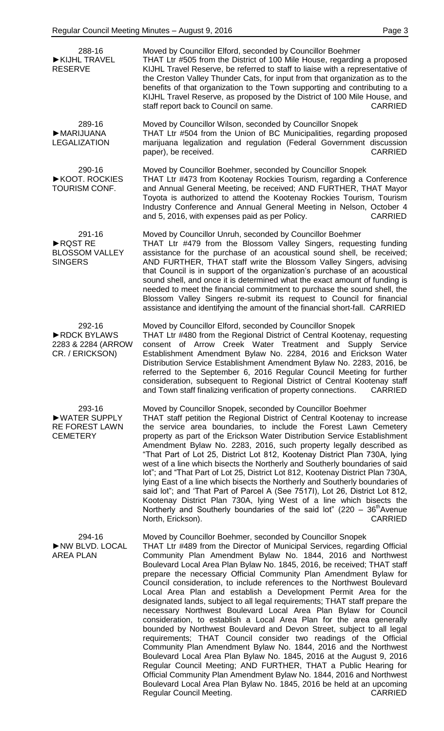288-16
►KIJHL TRAVEL RESERVE

Moved by Councillor Elford, seconded by Councillor Boehmer
THAT Ltr #505 from the District of 100 Mile House, regarding a proposed KIJHL Travel Reserve, be referred to staff to liaise with a representative of the Creston Valley Thunder Cats, for input from that organization as to the benefits of that organization to the Town supporting and contributing to a KIJHL Travel Reserve, as proposed by the District of 100 Mile House, and staff report back to Council on same. CARRIED

289-16
►MARIJUANA LEGALIZATION

Moved by Councillor Wilson, seconded by Councillor Snopek
THAT Ltr #504 from the Union of BC Municipalities, regarding proposed marijuana legalization and regulation (Federal Government discussion paper), be received. CARRIED

290-16
►KOOT. ROCKIES TOURISM CONF.

Moved by Councillor Boehmer, seconded by Councillor Snopek
THAT Ltr #473 from Kootenay Rockies Tourism, regarding a Conference and Annual General Meeting, be received; AND FURTHER, THAT Mayor Toyota is authorized to attend the Kootenay Rockies Tourism, Tourism Industry Conference and Annual General Meeting in Nelson, October 4 and 5, 2016, with expenses paid as per Policy. CARRIED

291-16
►RQST RE BLOSSOM VALLEY SINGERS

Moved by Councillor Unruh, seconded by Councillor Boehmer
THAT Ltr #479 from the Blossom Valley Singers, requesting funding assistance for the purchase of an acoustical sound shell, be received; AND FURTHER, THAT staff write the Blossom Valley Singers, advising that Council is in support of the organization's purchase of an acoustical sound shell, and once it is determined what the exact amount of funding is needed to meet the financial commitment to purchase the sound shell, the Blossom Valley Singers re-submit its request to Council for financial assistance and identifying the amount of the financial short-fall. CARRIED

292-16
►RDCK BYLAWS 2283 & 2284 (ARROW CR. / ERICKSON)

Moved by Councillor Elford, seconded by Councillor Snopek
THAT Ltr #480 from the Regional District of Central Kootenay, requesting consent of Arrow Creek Water Treatment and Supply Service Establishment Amendment Bylaw No. 2284, 2016 and Erickson Water Distribution Service Establishment Amendment Bylaw No. 2283, 2016, be referred to the September 6, 2016 Regular Council Meeting for further consideration, subsequent to Regional District of Central Kootenay staff and Town staff finalizing verification of property connections. CARRIED

293-16
►WATER SUPPLY RE FOREST LAWN CEMETERY

Moved by Councillor Snopek, seconded by Councillor Boehmer
THAT staff petition the Regional District of Central Kootenay to increase the service area boundaries, to include the Forest Lawn Cemetery property as part of the Erickson Water Distribution Service Establishment Amendment Bylaw No. 2283, 2016, such property legally described as "That Part of Lot 25, District Lot 812, Kootenay District Plan 730A, lying west of a line which bisects the Northerly and Southerly boundaries of said lot"; and "That Part of Lot 25, District Lot 812, Kootenay District Plan 730A, lying East of a line which bisects the Northerly and Southerly boundaries of said lot"; and 'That Part of Parcel A (See 7517I), Lot 26, District Lot 812, Kootenay District Plan 730A, lying West of a line which bisects the Northerly and Southerly boundaries of the said lot" (220 – 36th Avenue North, Erickson). CARRIED

294-16
►NW BLVD. LOCAL AREA PLAN

Moved by Councillor Boehmer, seconded by Councillor Snopek
THAT Ltr #489 from the Director of Municipal Services, regarding Official Community Plan Amendment Bylaw No. 1844, 2016 and Northwest Boulevard Local Area Plan Bylaw No. 1845, 2016, be received; THAT staff prepare the necessary Official Community Plan Amendment Bylaw for Council consideration, to include references to the Northwest Boulevard Local Area Plan and establish a Development Permit Area for the designated lands, subject to all legal requirements; THAT staff prepare the necessary Northwest Boulevard Local Area Plan Bylaw for Council consideration, to establish a Local Area Plan for the area generally bounded by Northwest Boulevard and Devon Street, subject to all legal requirements; THAT Council consider two readings of the Official Community Plan Amendment Bylaw No. 1844, 2016 and the Northwest Boulevard Local Area Plan Bylaw No. 1845, 2016 at the August 9, 2016 Regular Council Meeting; AND FURTHER, THAT a Public Hearing for Official Community Plan Amendment Bylaw No. 1844, 2016 and Northwest Boulevard Local Area Plan Bylaw No. 1845, 2016 be held at an upcoming Regular Council Meeting. CARRIED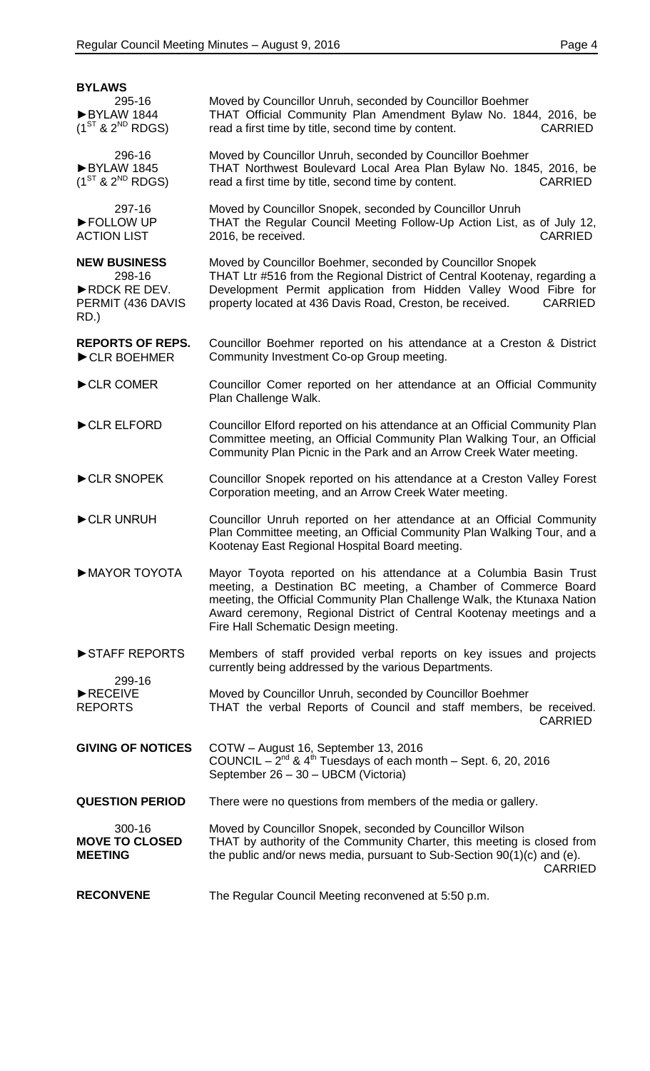**BYLAWS**

295-16
►BYLAW 1844
($1^{ST}$ & $2^{ND}$ RDGS)

Moved by Councillor Unruh, seconded by Councillor Boehmer
THAT Official Community Plan Amendment Bylaw No. 1844, 2016, be read a first time by title, second time by content. CARRIED

296-16
►BYLAW 1845
($1^{ST}$ & $2^{ND}$ RDGS)

Moved by Councillor Unruh, seconded by Councillor Boehmer
THAT Northwest Boulevard Local Area Plan Bylaw No. 1845, 2016, be read a first time by title, second time by content. CARRIED

297-16
►FOLLOW UP ACTION LIST

Moved by Councillor Snopek, seconded by Councillor Unruh
THAT the Regular Council Meeting Follow-Up Action List, as of July 12, 2016, be received. CARRIED

**NEW BUSINESS**

298-16
►RDCK RE DEV. PERMIT (436 DAVIS RD.)

Moved by Councillor Boehmer, seconded by Councillor Snopek
THAT Ltr #516 from the Regional District of Central Kootenay, regarding a Development Permit application from Hidden Valley Wood Fibre for property located at 436 Davis Road, Creston, be received. CARRIED

**REPORTS OF REPS.**

►CLR BOEHMER

Councillor Boehmer reported on his attendance at a Creston & District Community Investment Co-op Group meeting.

►CLR COMER

Councillor Comer reported on her attendance at an Official Community Plan Challenge Walk.

►CLR ELFORD

Councillor Elford reported on his attendance at an Official Community Plan Committee meeting, an Official Community Plan Walking Tour, an Official Community Plan Picnic in the Park and an Arrow Creek Water meeting.

►CLR SNOPEK

Councillor Snopek reported on his attendance at a Creston Valley Forest Corporation meeting, and an Arrow Creek Water meeting.

►CLR UNRUH

Councillor Unruh reported on her attendance at an Official Community Plan Committee meeting, an Official Community Plan Walking Tour, and a Kootenay East Regional Hospital Board meeting.

►MAYOR TOYOTA

Mayor Toyota reported on his attendance at a Columbia Basin Trust meeting, a Destination BC meeting, a Chamber of Commerce Board meeting, the Official Community Plan Challenge Walk, the Ktunaxa Nation Award ceremony, Regional District of Central Kootenay meetings and a Fire Hall Schematic Design meeting.

►STAFF REPORTS

Members of staff provided verbal reports on key issues and projects currently being addressed by the various Departments.

299-16
►RECEIVE REPORTS

Moved by Councillor Unruh, seconded by Councillor Boehmer
THAT the verbal Reports of Council and staff members, be received. CARRIED

**GIVING OF NOTICES**

COTW – August 16, September 13, 2016
COUNCIL – $2^{nd}$ & $4^{th}$ Tuesdays of each month – Sept. 6, 20, 2016
September 26 – 30 – UBCM (Victoria)

**QUESTION PERIOD**

There were no questions from members of the media or gallery.

300-16
**MOVE TO CLOSED MEETING**

Moved by Councillor Snopek, seconded by Councillor Wilson
THAT by authority of the Community Charter, this meeting is closed from the public and/or news media, pursuant to Sub-Section 90(1)(c) and (e). CARRIED

**RECONVENE**

The Regular Council Meeting reconvened at 5:50 p.m.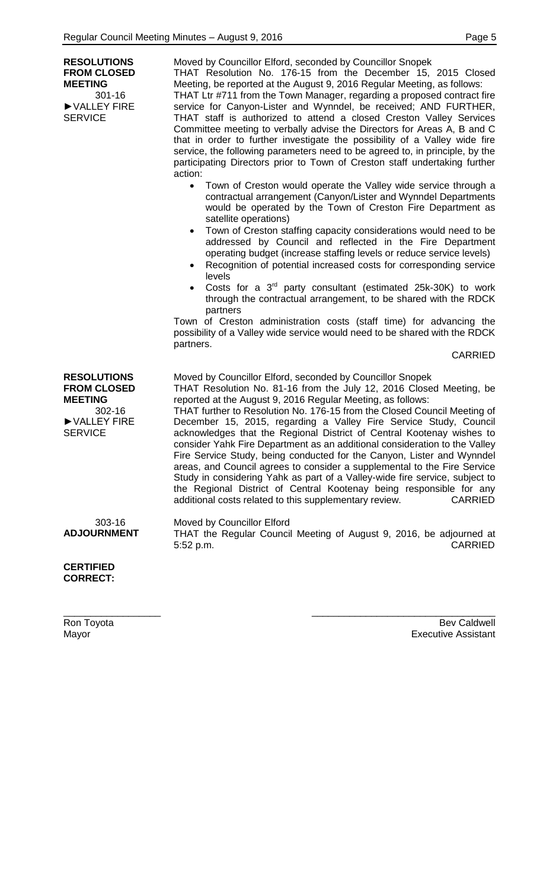**RESOLUTIONS FROM CLOSED MEETING**
301-16
►VALLEY FIRE SERVICE

Moved by Councillor Elford, seconded by Councillor Snopek
THAT Resolution No. 176-15 from the December 15, 2015 Closed Meeting, be reported at the August 9, 2016 Regular Meeting, as follows:
THAT Ltr #711 from the Town Manager, regarding a proposed contract fire service for Canyon-Lister and Wynndel, be received; AND FURTHER, THAT staff is authorized to attend a closed Creston Valley Services Committee meeting to verbally advise the Directors for Areas A, B and C that in order to further investigate the possibility of a Valley wide fire service, the following parameters need to be agreed to, in principle, by the participating Directors prior to Town of Creston staff undertaking further action:

- Town of Creston would operate the Valley wide service through a contractual arrangement (Canyon/Lister and Wynndel Departments would be operated by the Town of Creston Fire Department as satellite operations)
- Town of Creston staffing capacity considerations would need to be addressed by Council and reflected in the Fire Department operating budget (increase staffing levels or reduce service levels)
- Recognition of potential increased costs for corresponding service levels
- Costs for a 3rd party consultant (estimated 25k-30K) to work through the contractual arrangement, to be shared with the RDCK partners

Town of Creston administration costs (staff time) for advancing the possibility of a Valley wide service would need to be shared with the RDCK partners.

CARRIED

**RESOLUTIONS FROM CLOSED MEETING**
302-16
►VALLEY FIRE SERVICE

Moved by Councillor Elford, seconded by Councillor Snopek
THAT Resolution No. 81-16 from the July 12, 2016 Closed Meeting, be reported at the August 9, 2016 Regular Meeting, as follows:
THAT further to Resolution No. 176-15 from the Closed Council Meeting of December 15, 2015, regarding a Valley Fire Service Study, Council acknowledges that the Regional District of Central Kootenay wishes to consider Yahk Fire Department as an additional consideration to the Valley Fire Service Study, being conducted for the Canyon, Lister and Wynndel areas, and Council agrees to consider a supplemental to the Fire Service Study in considering Yahk as part of a Valley-wide fire service, subject to the Regional District of Central Kootenay being responsible for any additional costs related to this supplementary review. CARRIED

303-16
**ADJOURNMENT**

Moved by Councillor Elford
THAT the Regular Council Meeting of August 9, 2016, be adjourned at 5:52 p.m. CARRIED

**CERTIFIED CORRECT:**

\_\_\_\_\_\_\_\_\_\_\_\_\_\_\_\_\_\_\_\_
Ron Toyota
Mayor

\_\_\_\_\_\_\_\_\_\_\_\_\_\_\_\_\_\_\_\_
Bev Caldwell
Executive Assistant